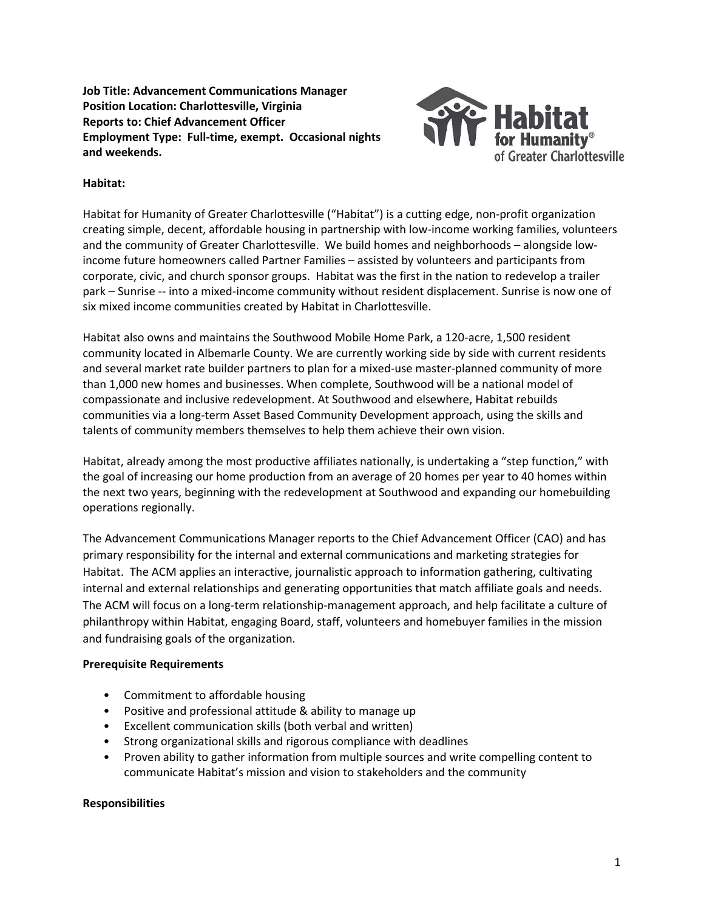**Job Title: Advancement Communications Manager**
**Position Location: Charlottesville, Virginia**
**Reports to: Chief Advancement Officer**
**Employment Type: Full-time, exempt. Occasional nights and weekends.**

**Habitat:**

Habitat for Humanity of Greater Charlottesville ("Habitat") is a cutting edge, non-profit organization creating simple, decent, affordable housing in partnership with low-income working families, volunteers and the community of Greater Charlottesville. We build homes and neighborhoods – alongside low-income future homeowners called Partner Families – assisted by volunteers and participants from corporate, civic, and church sponsor groups. Habitat was the first in the nation to redevelop a trailer park – Sunrise -- into a mixed-income community without resident displacement. Sunrise is now one of six mixed income communities created by Habitat in Charlottesville.

Habitat also owns and maintains the Southwood Mobile Home Park, a 120-acre, 1,500 resident community located in Albemarle County. We are currently working side by side with current residents and several market rate builder partners to plan for a mixed-use master-planned community of more than 1,000 new homes and businesses. When complete, Southwood will be a national model of compassionate and inclusive redevelopment. At Southwood and elsewhere, Habitat rebuilds communities via a long-term Asset Based Community Development approach, using the skills and talents of community members themselves to help them achieve their own vision.

Habitat, already among the most productive affiliates nationally, is undertaking a "step function," with the goal of increasing our home production from an average of 20 homes per year to 40 homes within the next two years, beginning with the redevelopment at Southwood and expanding our homebuilding operations regionally.

The Advancement Communications Manager reports to the Chief Advancement Officer (CAO) and has primary responsibility for the internal and external communications and marketing strategies for Habitat. The ACM applies an interactive, journalistic approach to information gathering, cultivating internal and external relationships and generating opportunities that match affiliate goals and needs. The ACM will focus on a long-term relationship-management approach, and help facilitate a culture of philanthropy within Habitat, engaging Board, staff, volunteers and homebuyer families in the mission and fundraising goals of the organization.

**Prerequisite Requirements**

- Commitment to affordable housing
- Positive and professional attitude & ability to manage up
- Excellent communication skills (both verbal and written)
- Strong organizational skills and rigorous compliance with deadlines
- Proven ability to gather information from multiple sources and write compelling content to communicate Habitat's mission and vision to stakeholders and the community

**Responsibilities**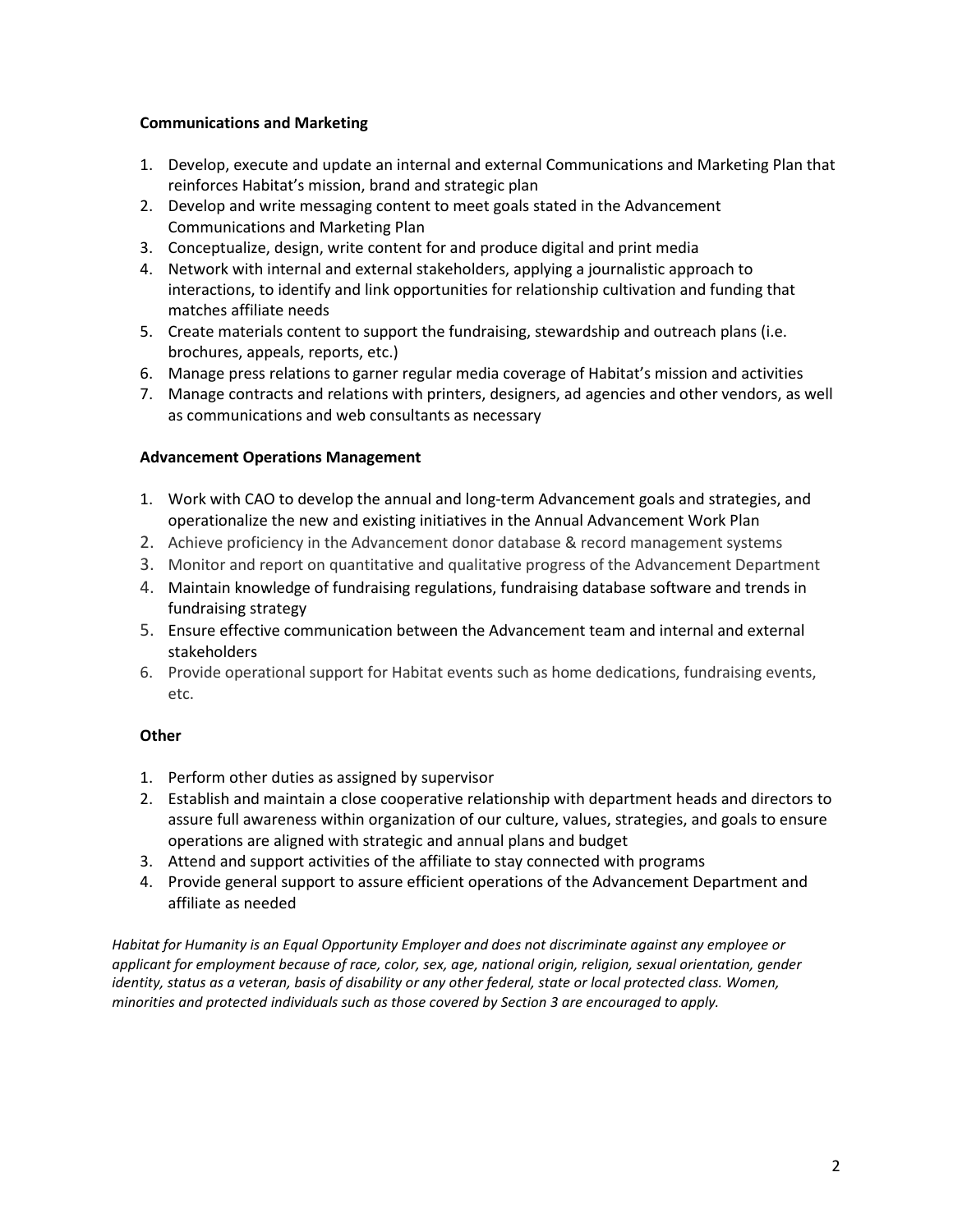**Communications and Marketing**

1. Develop, execute and update an internal and external Communications and Marketing Plan that reinforces Habitat's mission, brand and strategic plan
2. Develop and write messaging content to meet goals stated in the Advancement Communications and Marketing Plan
3. Conceptualize, design, write content for and produce digital and print media
4. Network with internal and external stakeholders, applying a journalistic approach to interactions, to identify and link opportunities for relationship cultivation and funding that matches affiliate needs
5. Create materials content to support the fundraising, stewardship and outreach plans (i.e. brochures, appeals, reports, etc.)
6. Manage press relations to garner regular media coverage of Habitat's mission and activities
7. Manage contracts and relations with printers, designers, ad agencies and other vendors, as well as communications and web consultants as necessary

**Advancement Operations Management**

1. Work with CAO to develop the annual and long-term Advancement goals and strategies, and operationalize the new and existing initiatives in the Annual Advancement Work Plan
2. Achieve proficiency in the Advancement donor database & record management systems
3. Monitor and report on quantitative and qualitative progress of the Advancement Department
4. Maintain knowledge of fundraising regulations, fundraising database software and trends in fundraising strategy
5. Ensure effective communication between the Advancement team and internal and external stakeholders
6. Provide operational support for Habitat events such as home dedications, fundraising events, etc.

**Other**

1. Perform other duties as assigned by supervisor
2. Establish and maintain a close cooperative relationship with department heads and directors to assure full awareness within organization of our culture, values, strategies, and goals to ensure operations are aligned with strategic and annual plans and budget
3. Attend and support activities of the affiliate to stay connected with programs
4. Provide general support to assure efficient operations of the Advancement Department and affiliate as needed

*Habitat for Humanity is an Equal Opportunity Employer and does not discriminate against any employee or applicant for employment because of race, color, sex, age, national origin, religion, sexual orientation, gender identity, status as a veteran, basis of disability or any other federal, state or local protected class. Women, minorities and protected individuals such as those covered by Section 3 are encouraged to apply.*